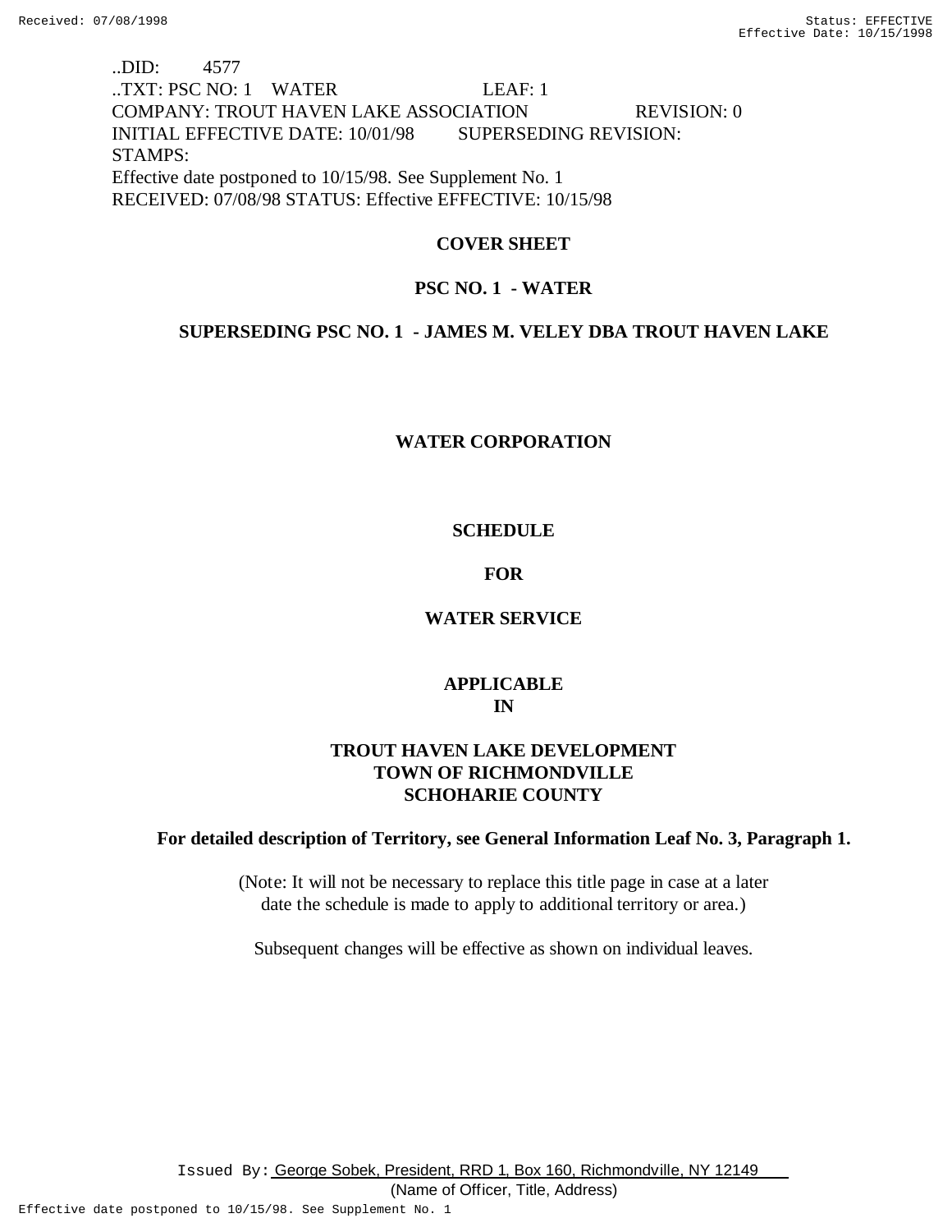..DID: 4577
..TXT: PSC NO: 1 WATER LEAF: 1
COMPANY: TROUT HAVEN LAKE ASSOCIATION REVISION: 0
INITIAL EFFECTIVE DATE: 10/01/98 SUPERSEDING REVISION:
STAMPS:
Effective date postponed to 10/15/98. See Supplement No. 1
RECEIVED: 07/08/98 STATUS: Effective EFFECTIVE: 10/15/98

**COVER SHEET**

**PSC NO. 1 - WATER**

**SUPERSEDING PSC NO. 1 - JAMES M. VELEY DBA TROUT HAVEN LAKE**

**WATER CORPORATION**

**SCHEDULE**

**FOR**

**WATER SERVICE**

**APPLICABLE**
**IN**

**TROUT HAVEN LAKE DEVELOPMENT**
**TOWN OF RICHMONDVILLE**
**SCHOHARIE COUNTY**

**For detailed description of Territory, see General Information Leaf No. 3, Paragraph 1.**

(Note: It will not be necessary to replace this title page in case at a later date the schedule is made to apply to additional territory or area.)

Subsequent changes will be effective as shown on individual leaves.

Issued By: George Sobek, President, RRD 1, Box 160, Richmondville, NY 12149
(Name of Officer, Title, Address)

Effective date postponed to 10/15/98. See Supplement No. 1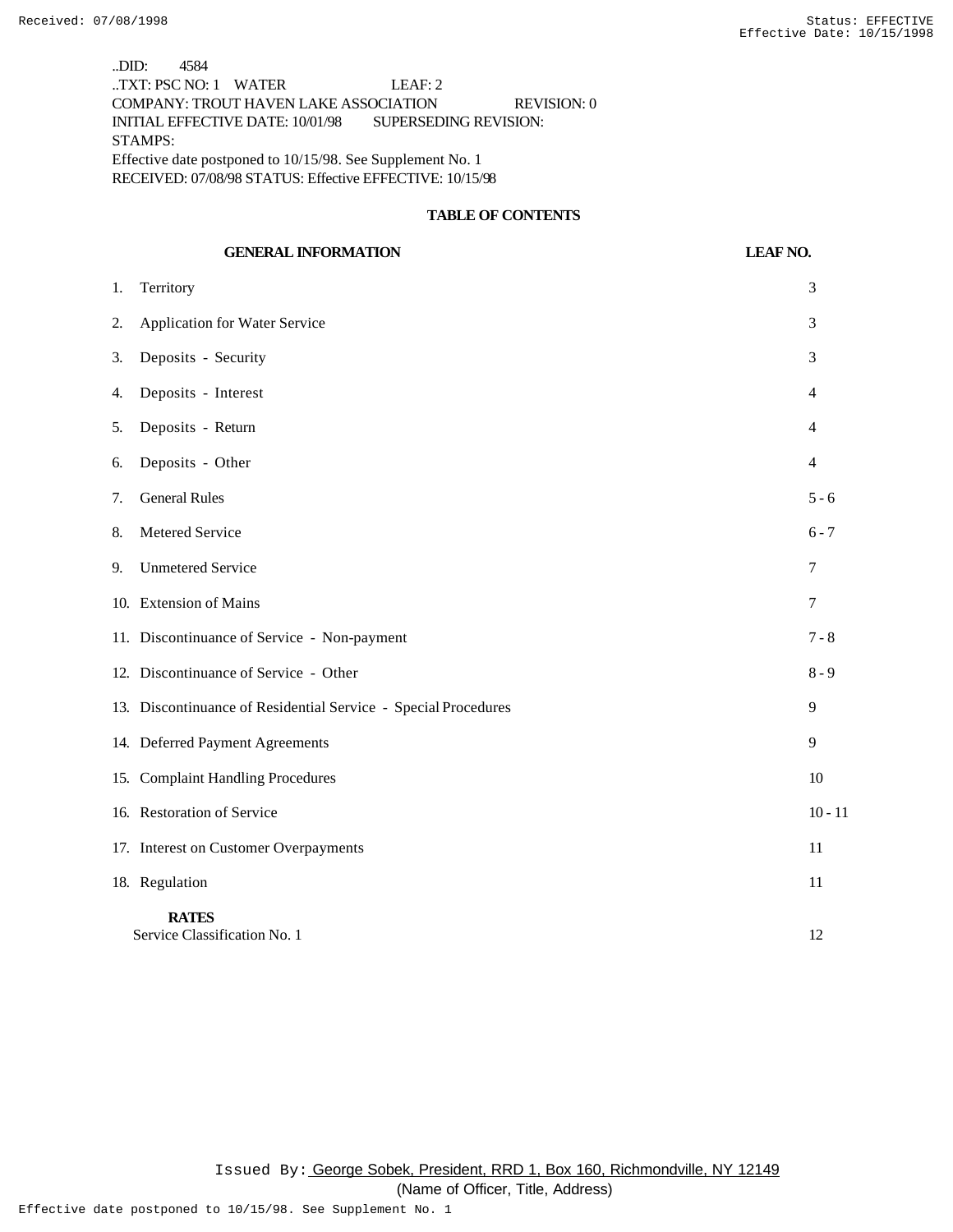..DID: 4584
..TXT: PSC NO: 1 WATER LEAF: 2
COMPANY: TROUT HAVEN LAKE ASSOCIATION REVISION: 0
INITIAL EFFECTIVE DATE: 10/01/98 SUPERSEDING REVISION:
STAMPS:
Effective date postponed to 10/15/98. See Supplement No. 1
RECEIVED: 07/08/98 STATUS: Effective EFFECTIVE: 10/15/98

## TABLE OF CONTENTS

| GENERAL INFORMATION | LEAF NO. |
|---|---|
| 1. Territory | 3 |
| 2. Application for Water Service | 3 |
| 3. Deposits - Security | 3 |
| 4. Deposits - Interest | 4 |
| 5. Deposits - Return | 4 |
| 6. Deposits - Other | 4 |
| 7. General Rules | 5 - 6 |
| 8. Metered Service | 6 - 7 |
| 9. Unmetered Service | 7 |
| 10. Extension of Mains | 7 |
| 11. Discontinuance of Service - Non-payment | 7 - 8 |
| 12. Discontinuance of Service - Other | 8 - 9 |
| 13. Discontinuance of Residential Service - Special Procedures | 9 |
| 14. Deferred Payment Agreements | 9 |
| 15. Complaint Handling Procedures | 10 |
| 16. Restoration of Service | 10 - 11 |
| 17. Interest on Customer Overpayments | 11 |
| 18. Regulation | 11 |
| **RATES** | |
| Service Classification No. 1 | 12 |

Issued By: George Sobek, President, RRD 1, Box 160, Richmondville, NY 12149
(Name of Officer, Title, Address)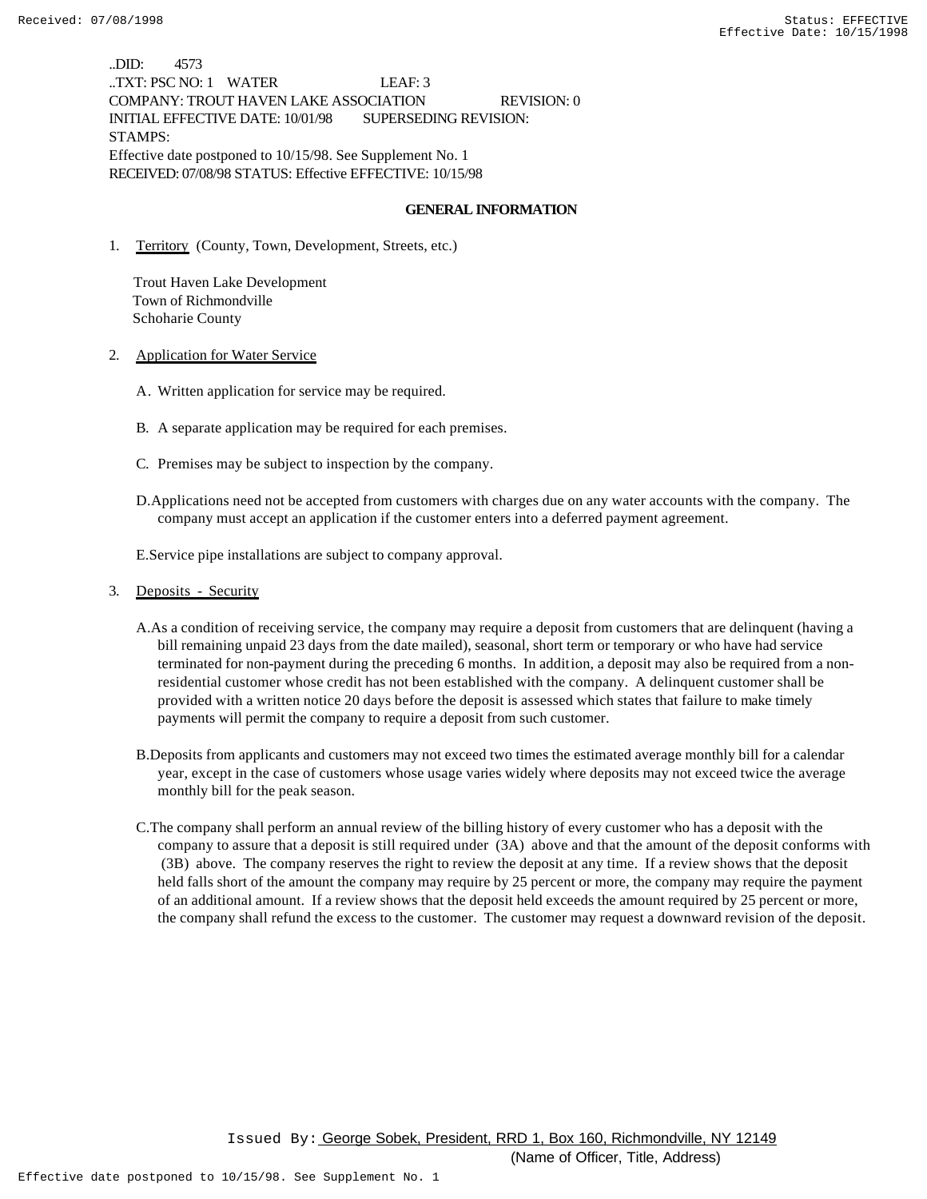..DID: 4573
..TXT: PSC NO: 1 WATER LEAF: 3
COMPANY: TROUT HAVEN LAKE ASSOCIATION REVISION: 0
INITIAL EFFECTIVE DATE: 10/01/98 SUPERSEDING REVISION:
STAMPS:
Effective date postponed to 10/15/98. See Supplement No. 1
RECEIVED: 07/08/98 STATUS: Effective EFFECTIVE: 10/15/98

## GENERAL INFORMATION

1. Territory (County, Town, Development, Streets, etc.)

   Trout Haven Lake Development
   Town of Richmondville
   Schoharie County

2. Application for Water Service

   A. Written application for service may be required.

   B. A separate application may be required for each premises.

   C. Premises may be subject to inspection by the company.

   D. Applications need not be accepted from customers with charges due on any water accounts with the company. The company must accept an application if the customer enters into a deferred payment agreement.

   E. Service pipe installations are subject to company approval.

3. Deposits - Security

   A. As a condition of receiving service, the company may require a deposit from customers that are delinquent (having a bill remaining unpaid 23 days from the date mailed), seasonal, short term or temporary or who have had service terminated for non-payment during the preceding 6 months. In addition, a deposit may also be required from a non-residential customer whose credit has not been established with the company. A delinquent customer shall be provided with a written notice 20 days before the deposit is assessed which states that failure to make timely payments will permit the company to require a deposit from such customer.

   B. Deposits from applicants and customers may not exceed two times the estimated average monthly bill for a calendar year, except in the case of customers whose usage varies widely where deposits may not exceed twice the average monthly bill for the peak season.

   C. The company shall perform an annual review of the billing history of every customer who has a deposit with the company to assure that a deposit is still required under (3A) above and that the amount of the deposit conforms with (3B) above. The company reserves the right to review the deposit at any time. If a review shows that the deposit held falls short of the amount the company may require by 25 percent or more, the company may require the payment of an additional amount. If a review shows that the deposit held exceeds the amount required by 25 percent or more, the company shall refund the excess to the customer. The customer may request a downward revision of the deposit.

Issued By: George Sobek, President, RRD 1, Box 160, Richmondville, NY 12149
(Name of Officer, Title, Address)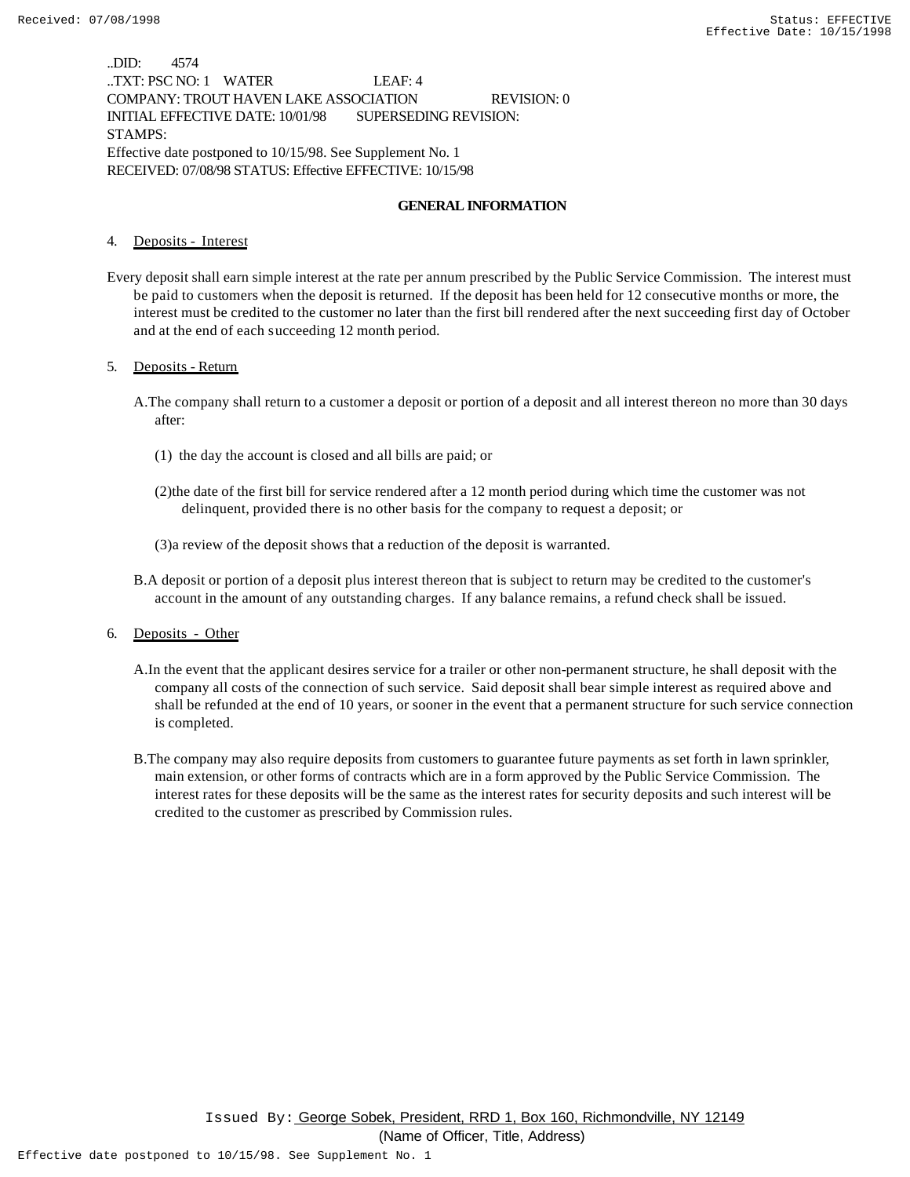..DID: 4574
..TXT: PSC NO: 1 WATER LEAF: 4
COMPANY: TROUT HAVEN LAKE ASSOCIATION REVISION: 0
INITIAL EFFECTIVE DATE: 10/01/98 SUPERSEDING REVISION:
STAMPS:
Effective date postponed to 10/15/98. See Supplement No. 1
RECEIVED: 07/08/98 STATUS: Effective EFFECTIVE: 10/15/98

## GENERAL INFORMATION

4. Deposits - Interest

Every deposit shall earn simple interest at the rate per annum prescribed by the Public Service Commission. The interest must be paid to customers when the deposit is returned. If the deposit has been held for 12 consecutive months or more, the interest must be credited to the customer no later than the first bill rendered after the next succeeding first day of October and at the end of each succeeding 12 month period.

5. Deposits - Return

A. The company shall return to a customer a deposit or portion of a deposit and all interest thereon no more than 30 days after:

(1) the day the account is closed and all bills are paid; or

(2) the date of the first bill for service rendered after a 12 month period during which time the customer was not delinquent, provided there is no other basis for the company to request a deposit; or

(3) a review of the deposit shows that a reduction of the deposit is warranted.

B. A deposit or portion of a deposit plus interest thereon that is subject to return may be credited to the customer's account in the amount of any outstanding charges. If any balance remains, a refund check shall be issued.

6. Deposits - Other

A. In the event that the applicant desires service for a trailer or other non-permanent structure, he shall deposit with the company all costs of the connection of such service. Said deposit shall bear simple interest as required above and shall be refunded at the end of 10 years, or sooner in the event that a permanent structure for such service connection is completed.

B. The company may also require deposits from customers to guarantee future payments as set forth in lawn sprinkler, main extension, or other forms of contracts which are in a form approved by the Public Service Commission. The interest rates for these deposits will be the same as the interest rates for security deposits and such interest will be credited to the customer as prescribed by Commission rules.

Issued By: George Sobek, President, RRD 1, Box 160, Richmondville, NY 12149
(Name of Officer, Title, Address)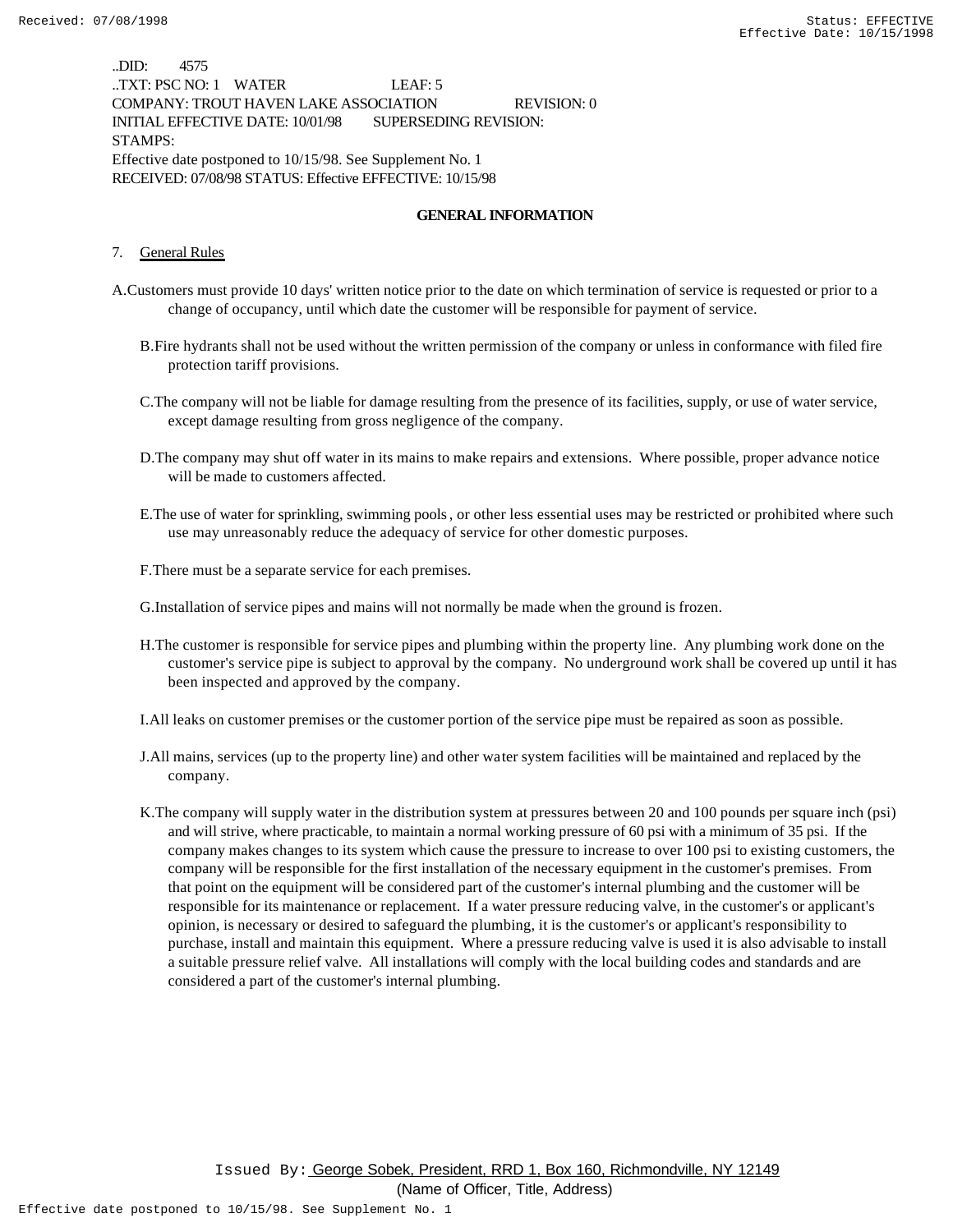..DID: 4575
..TXT: PSC NO: 1 WATER LEAF: 5
COMPANY: TROUT HAVEN LAKE ASSOCIATION REVISION: 0
INITIAL EFFECTIVE DATE: 10/01/98 SUPERSEDING REVISION:
STAMPS:
Effective date postponed to 10/15/98. See Supplement No. 1
RECEIVED: 07/08/98 STATUS: Effective EFFECTIVE: 10/15/98

## GENERAL INFORMATION

7. General Rules

A. Customers must provide 10 days' written notice prior to the date on which termination of service is requested or prior to a change of occupancy, until which date the customer will be responsible for payment of service.

B. Fire hydrants shall not be used without the written permission of the company or unless in conformance with filed fire protection tariff provisions.

C. The company will not be liable for damage resulting from the presence of its facilities, supply, or use of water service, except damage resulting from gross negligence of the company.

D. The company may shut off water in its mains to make repairs and extensions. Where possible, proper advance notice will be made to customers affected.

E. The use of water for sprinkling, swimming pools, or other less essential uses may be restricted or prohibited where such use may unreasonably reduce the adequacy of service for other domestic purposes.

F. There must be a separate service for each premises.

G. Installation of service pipes and mains will not normally be made when the ground is frozen.

H. The customer is responsible for service pipes and plumbing within the property line. Any plumbing work done on the customer's service pipe is subject to approval by the company. No underground work shall be covered up until it has been inspected and approved by the company.

I. All leaks on customer premises or the customer portion of the service pipe must be repaired as soon as possible.

J. All mains, services (up to the property line) and other water system facilities will be maintained and replaced by the company.

K. The company will supply water in the distribution system at pressures between 20 and 100 pounds per square inch (psi) and will strive, where practicable, to maintain a normal working pressure of 60 psi with a minimum of 35 psi. If the company makes changes to its system which cause the pressure to increase to over 100 psi to existing customers, the company will be responsible for the first installation of the necessary equipment in the customer's premises. From that point on the equipment will be considered part of the customer's internal plumbing and the customer will be responsible for its maintenance or replacement. If a water pressure reducing valve, in the customer's or applicant's opinion, is necessary or desired to safeguard the plumbing, it is the customer's or applicant's responsibility to purchase, install and maintain this equipment. Where a pressure reducing valve is used it is also advisable to install a suitable pressure relief valve. All installations will comply with the local building codes and standards and are considered a part of the customer's internal plumbing.

Issued By: George Sobek, President, RRD 1, Box 160, Richmondville, NY 12149
(Name of Officer, Title, Address)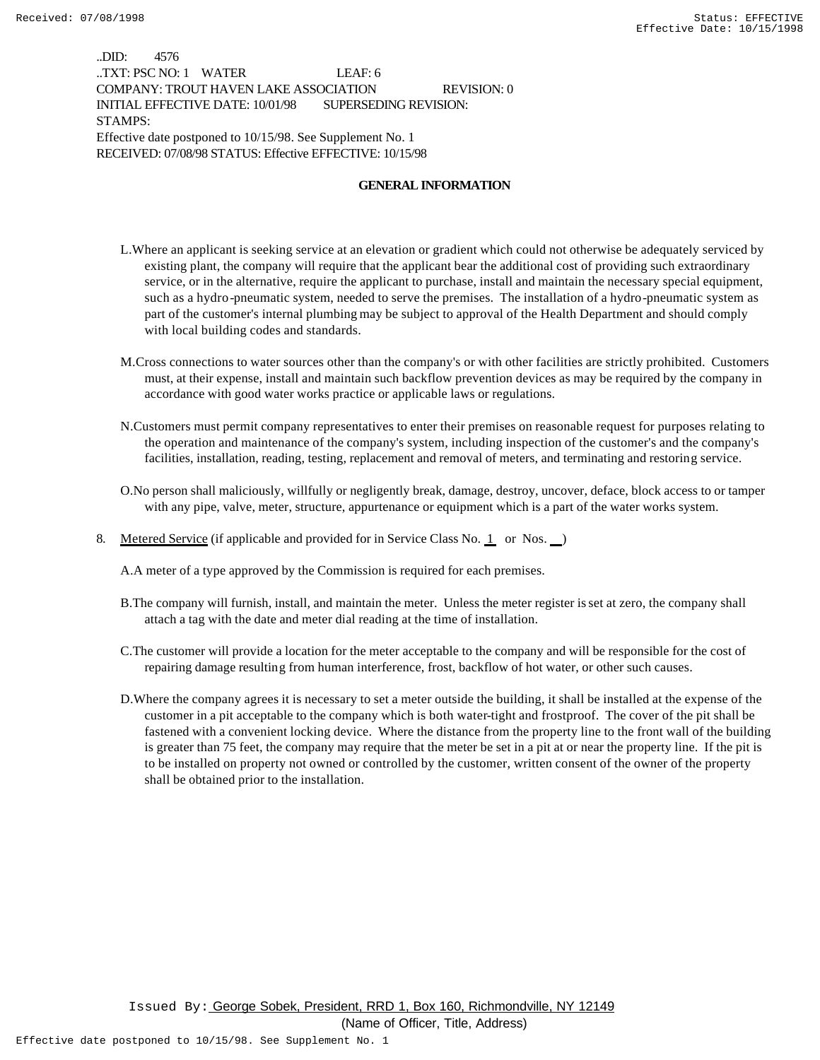..DID: 4576
..TXT: PSC NO: 1 WATER LEAF: 6
COMPANY: TROUT HAVEN LAKE ASSOCIATION REVISION: 0
INITIAL EFFECTIVE DATE: 10/01/98 SUPERSEDING REVISION:
STAMPS:
Effective date postponed to 10/15/98. See Supplement No. 1
RECEIVED: 07/08/98 STATUS: Effective EFFECTIVE: 10/15/98

## GENERAL INFORMATION

L. Where an applicant is seeking service at an elevation or gradient which could not otherwise be adequately serviced by existing plant, the company will require that the applicant bear the additional cost of providing such extraordinary service, or in the alternative, require the applicant to purchase, install and maintain the necessary special equipment, such as a hydro-pneumatic system, needed to serve the premises. The installation of a hydro-pneumatic system as part of the customer's internal plumbing may be subject to approval of the Health Department and should comply with local building codes and standards.

M. Cross connections to water sources other than the company's or with other facilities are strictly prohibited. Customers must, at their expense, install and maintain such backflow prevention devices as may be required by the company in accordance with good water works practice or applicable laws or regulations.

N. Customers must permit company representatives to enter their premises on reasonable request for purposes relating to the operation and maintenance of the company's system, including inspection of the customer's and the company's facilities, installation, reading, testing, replacement and removal of meters, and terminating and restoring service.

O. No person shall maliciously, willfully or negligently break, damage, destroy, uncover, deface, block access to or tamper with any pipe, valve, meter, structure, appurtenance or equipment which is a part of the water works system.

8. Metered Service (if applicable and provided for in Service Class No. 1 or Nos. __)

A. A meter of a type approved by the Commission is required for each premises.

B. The company will furnish, install, and maintain the meter. Unless the meter register is set at zero, the company shall attach a tag with the date and meter dial reading at the time of installation.

C. The customer will provide a location for the meter acceptable to the company and will be responsible for the cost of repairing damage resulting from human interference, frost, backflow of hot water, or other such causes.

D. Where the company agrees it is necessary to set a meter outside the building, it shall be installed at the expense of the customer in a pit acceptable to the company which is both water-tight and frostproof. The cover of the pit shall be fastened with a convenient locking device. Where the distance from the property line to the front wall of the building is greater than 75 feet, the company may require that the meter be set in a pit at or near the property line. If the pit is to be installed on property not owned or controlled by the customer, written consent of the owner of the property shall be obtained prior to the installation.

Issued By: George Sobek, President, RRD 1, Box 160, Richmondville, NY 12149
(Name of Officer, Title, Address)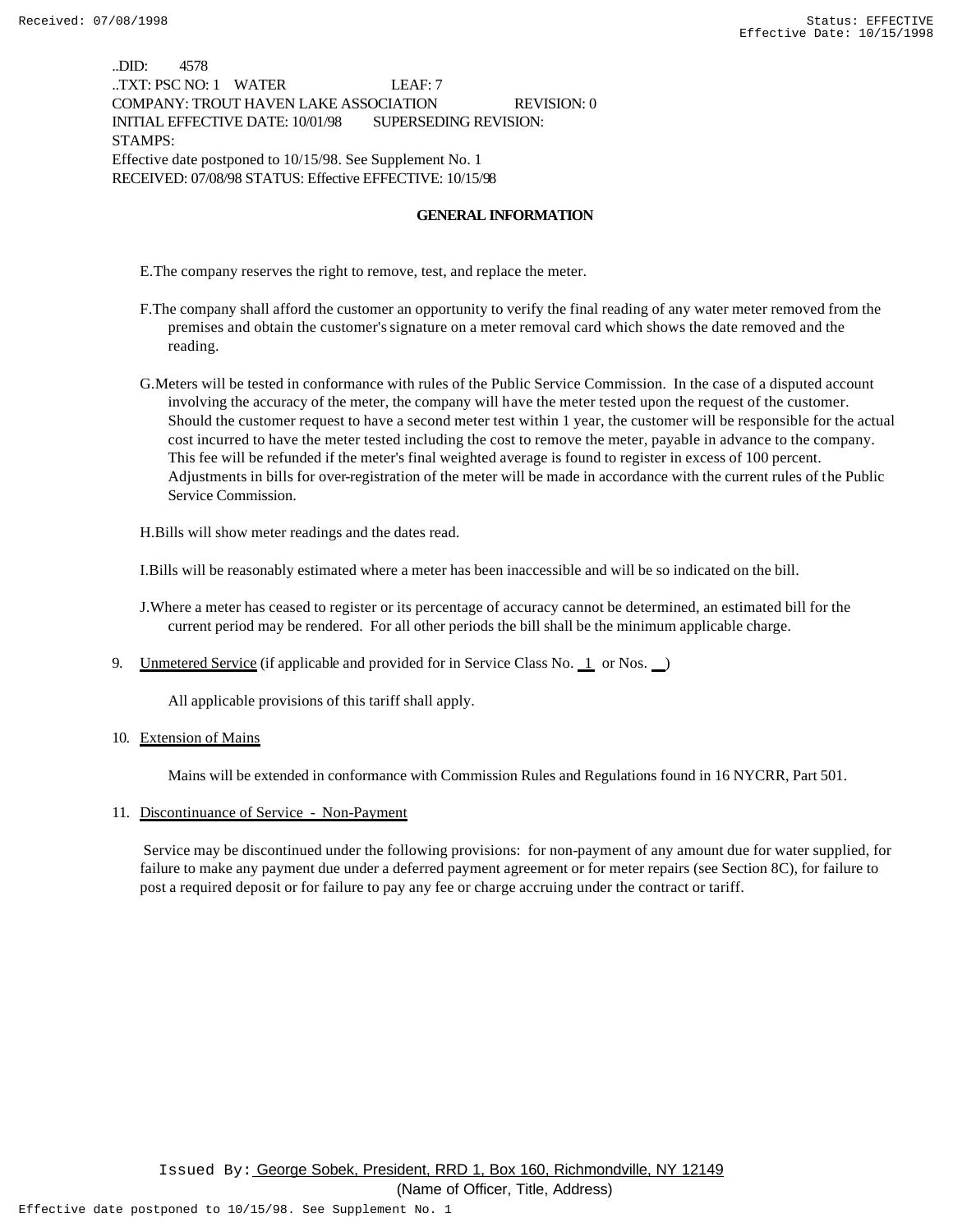..DID: 4578
..TXT: PSC NO: 1 WATER LEAF: 7
COMPANY: TROUT HAVEN LAKE ASSOCIATION REVISION: 0
INITIAL EFFECTIVE DATE: 10/01/98 SUPERSEDING REVISION:
STAMPS:
Effective date postponed to 10/15/98. See Supplement No. 1
RECEIVED: 07/08/98 STATUS: Effective EFFECTIVE: 10/15/98

## GENERAL INFORMATION

E. The company reserves the right to remove, test, and replace the meter.

F. The company shall afford the customer an opportunity to verify the final reading of any water meter removed from the premises and obtain the customer's signature on a meter removal card which shows the date removed and the reading.

G. Meters will be tested in conformance with rules of the Public Service Commission. In the case of a disputed account involving the accuracy of the meter, the company will have the meter tested upon the request of the customer. Should the customer request to have a second meter test within 1 year, the customer will be responsible for the actual cost incurred to have the meter tested including the cost to remove the meter, payable in advance to the company. This fee will be refunded if the meter's final weighted average is found to register in excess of 100 percent. Adjustments in bills for over-registration of the meter will be made in accordance with the current rules of the Public Service Commission.

H. Bills will show meter readings and the dates read.

I. Bills will be reasonably estimated where a meter has been inaccessible and will be so indicated on the bill.

J. Where a meter has ceased to register or its percentage of accuracy cannot be determined, an estimated bill for the current period may be rendered. For all other periods the bill shall be the minimum applicable charge.

9. Unmetered Service (if applicable and provided for in Service Class No. 1 or Nos. __)

   All applicable provisions of this tariff shall apply.

10. Extension of Mains

    Mains will be extended in conformance with Commission Rules and Regulations found in 16 NYCRR, Part 501.

11. Discontinuance of Service - Non-Payment

    Service may be discontinued under the following provisions: for non-payment of any amount due for water supplied, for failure to make any payment due under a deferred payment agreement or for meter repairs (see Section 8C), for failure to post a required deposit or for failure to pay any fee or charge accruing under the contract or tariff.

Issued By: George Sobek, President, RRD 1, Box 160, Richmondville, NY 12149
(Name of Officer, Title, Address)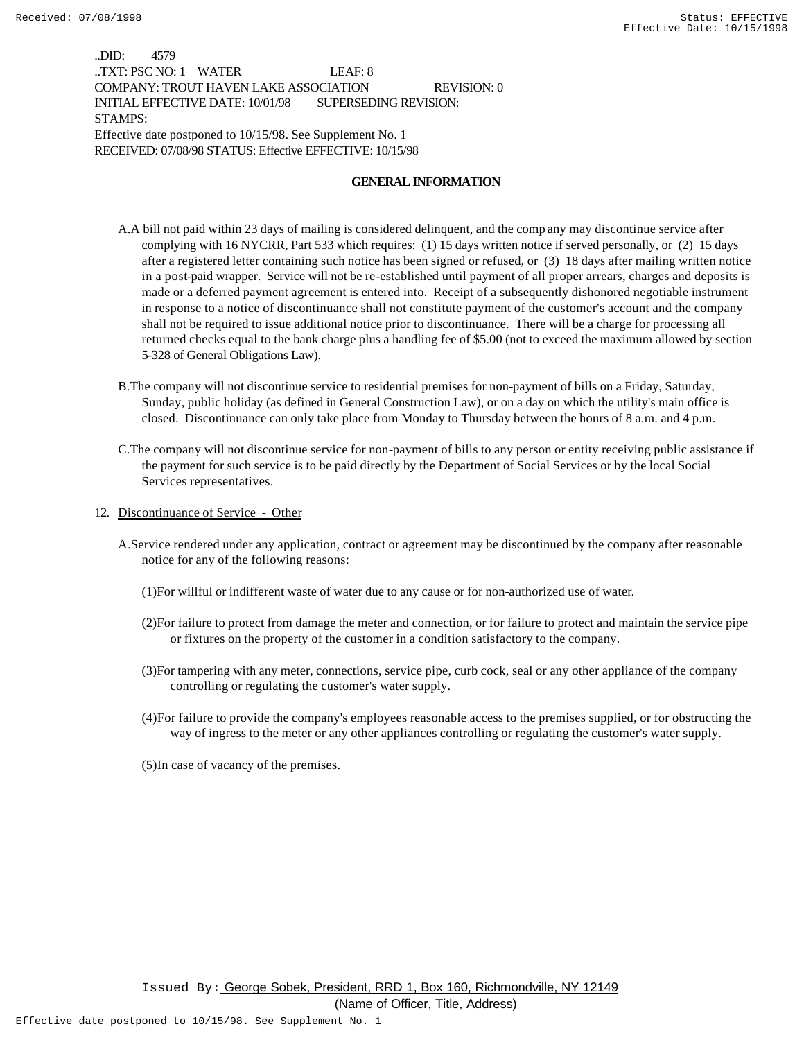..DID: 4579
..TXT: PSC NO: 1 WATER LEAF: 8
COMPANY: TROUT HAVEN LAKE ASSOCIATION REVISION: 0
INITIAL EFFECTIVE DATE: 10/01/98 SUPERSEDING REVISION:
STAMPS:
Effective date postponed to 10/15/98. See Supplement No. 1
RECEIVED: 07/08/98 STATUS: Effective EFFECTIVE: 10/15/98

## GENERAL INFORMATION

A. A bill not paid within 23 days of mailing is considered delinquent, and the company may discontinue service after complying with 16 NYCRR, Part 533 which requires: (1) 15 days written notice if served personally, or (2) 15 days after a registered letter containing such notice has been signed or refused, or (3) 18 days after mailing written notice in a post-paid wrapper. Service will not be re-established until payment of all proper arrears, charges and deposits is made or a deferred payment agreement is entered into. Receipt of a subsequently dishonored negotiable instrument in response to a notice of discontinuance shall not constitute payment of the customer's account and the company shall not be required to issue additional notice prior to discontinuance. There will be a charge for processing all returned checks equal to the bank charge plus a handling fee of $5.00 (not to exceed the maximum allowed by section 5-328 of General Obligations Law).

B. The company will not discontinue service to residential premises for non-payment of bills on a Friday, Saturday, Sunday, public holiday (as defined in General Construction Law), or on a day on which the utility's main office is closed. Discontinuance can only take place from Monday to Thursday between the hours of 8 a.m. and 4 p.m.

C. The company will not discontinue service for non-payment of bills to any person or entity receiving public assistance if the payment for such service is to be paid directly by the Department of Social Services or by the local Social Services representatives.

12. Discontinuance of Service - Other

A. Service rendered under any application, contract or agreement may be discontinued by the company after reasonable notice for any of the following reasons:

(1) For willful or indifferent waste of water due to any cause or for non-authorized use of water.

(2) For failure to protect from damage the meter and connection, or for failure to protect and maintain the service pipe or fixtures on the property of the customer in a condition satisfactory to the company.

(3) For tampering with any meter, connections, service pipe, curb cock, seal or any other appliance of the company controlling or regulating the customer's water supply.

(4) For failure to provide the company's employees reasonable access to the premises supplied, or for obstructing the way of ingress to the meter or any other appliances controlling or regulating the customer's water supply.

(5) In case of vacancy of the premises.

Issued By: George Sobek, President, RRD 1, Box 160, Richmondville, NY 12149
(Name of Officer, Title, Address)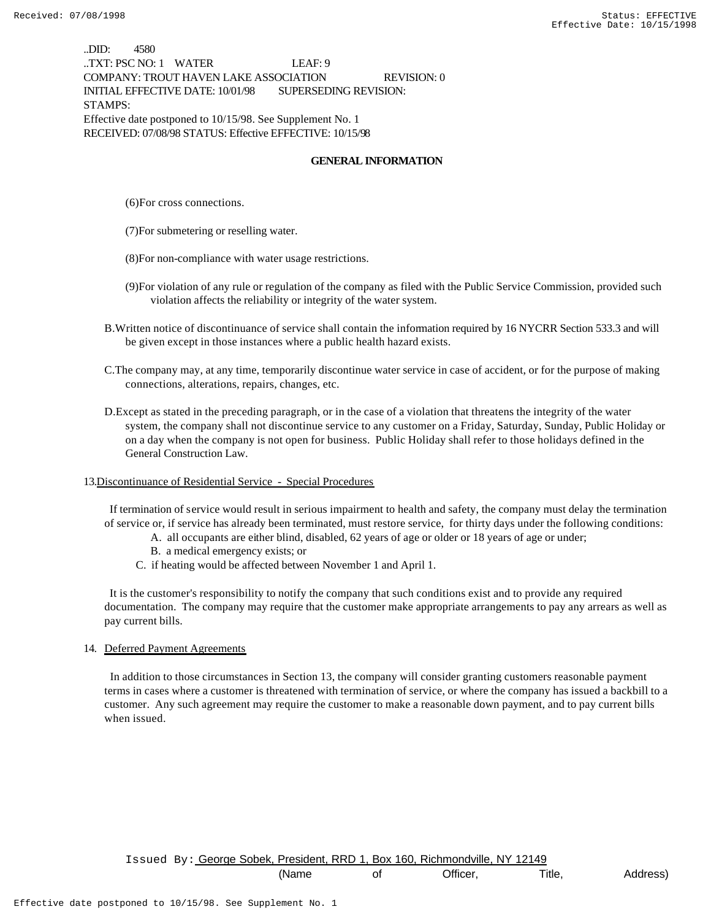..DID: 4580
..TXT: PSC NO: 1 WATER LEAF: 9
COMPANY: TROUT HAVEN LAKE ASSOCIATION REVISION: 0
INITIAL EFFECTIVE DATE: 10/01/98 SUPERSEDING REVISION:
STAMPS:
Effective date postponed to 10/15/98. See Supplement No. 1
RECEIVED: 07/08/98 STATUS: Effective EFFECTIVE: 10/15/98

## GENERAL INFORMATION

(6) For cross connections.

(7) For submetering or reselling water.

(8) For non-compliance with water usage restrictions.

(9) For violation of any rule or regulation of the company as filed with the Public Service Commission, provided such violation affects the reliability or integrity of the water system.

B. Written notice of discontinuance of service shall contain the information required by 16 NYCRR Section 533.3 and will be given except in those instances where a public health hazard exists.

C. The company may, at any time, temporarily discontinue water service in case of accident, or for the purpose of making connections, alterations, repairs, changes, etc.

D. Except as stated in the preceding paragraph, or in the case of a violation that threatens the integrity of the water system, the company shall not discontinue service to any customer on a Friday, Saturday, Sunday, Public Holiday or on a day when the company is not open for business. Public Holiday shall refer to those holidays defined in the General Construction Law.

13. Discontinuance of Residential Service - Special Procedures

If termination of service would result in serious impairment to health and safety, the company must delay the termination of service or, if service has already been terminated, must restore service, for thirty days under the following conditions:

A. all occupants are either blind, disabled, 62 years of age or older or 18 years of age or under;
B. a medical emergency exists; or
C. if heating would be affected between November 1 and April 1.

It is the customer's responsibility to notify the company that such conditions exist and to provide any required documentation. The company may require that the customer make appropriate arrangements to pay any arrears as well as pay current bills.

14. Deferred Payment Agreements

In addition to those circumstances in Section 13, the company will consider granting customers reasonable payment terms in cases where a customer is threatened with termination of service, or where the company has issued a backbill to a customer. Any such agreement may require the customer to make a reasonable down payment, and to pay current bills when issued.

Issued By: George Sobek, President, RRD 1, Box 160, Richmondville, NY 12149
(Name of Officer, Title, Address)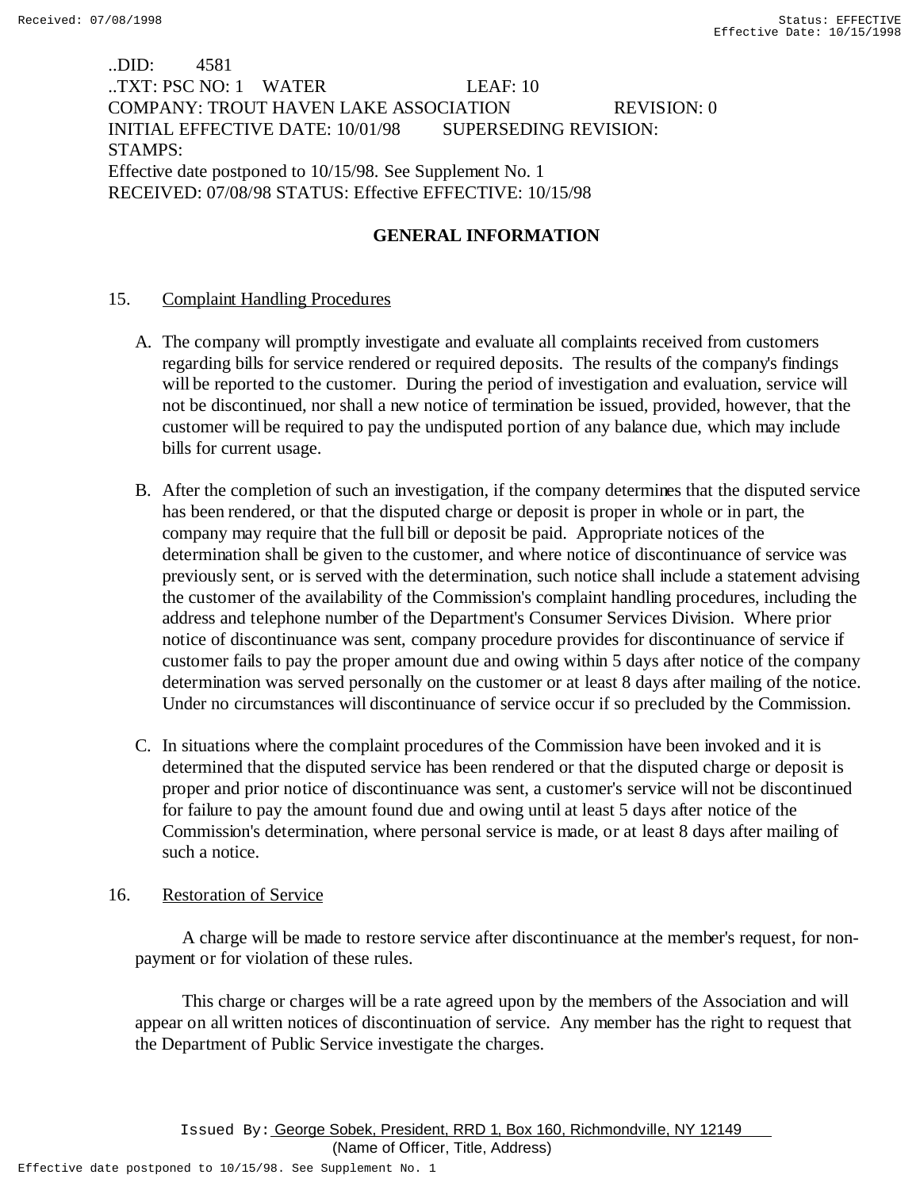..DID: 4581
..TXT: PSC NO: 1 WATER LEAF: 10
COMPANY: TROUT HAVEN LAKE ASSOCIATION REVISION: 0
INITIAL EFFECTIVE DATE: 10/01/98 SUPERSEDING REVISION:
STAMPS:
Effective date postponed to 10/15/98. See Supplement No. 1
RECEIVED: 07/08/98 STATUS: Effective EFFECTIVE: 10/15/98

## GENERAL INFORMATION

15. Complaint Handling Procedures

A. The company will promptly investigate and evaluate all complaints received from customers regarding bills for service rendered or required deposits. The results of the company's findings will be reported to the customer. During the period of investigation and evaluation, service will not be discontinued, nor shall a new notice of termination be issued, provided, however, that the customer will be required to pay the undisputed portion of any balance due, which may include bills for current usage.

B. After the completion of such an investigation, if the company determines that the disputed service has been rendered, or that the disputed charge or deposit is proper in whole or in part, the company may require that the full bill or deposit be paid. Appropriate notices of the determination shall be given to the customer, and where notice of discontinuance of service was previously sent, or is served with the determination, such notice shall include a statement advising the customer of the availability of the Commission's complaint handling procedures, including the address and telephone number of the Department's Consumer Services Division. Where prior notice of discontinuance was sent, company procedure provides for discontinuance of service if customer fails to pay the proper amount due and owing within 5 days after notice of the company determination was served personally on the customer or at least 8 days after mailing of the notice. Under no circumstances will discontinuance of service occur if so precluded by the Commission.

C. In situations where the complaint procedures of the Commission have been invoked and it is determined that the disputed service has been rendered or that the disputed charge or deposit is proper and prior notice of discontinuance was sent, a customer's service will not be discontinued for failure to pay the amount found due and owing until at least 5 days after notice of the Commission's determination, where personal service is made, or at least 8 days after mailing of such a notice.

16. Restoration of Service

A charge will be made to restore service after discontinuance at the member's request, for non-payment or for violation of these rules.

This charge or charges will be a rate agreed upon by the members of the Association and will appear on all written notices of discontinuation of service. Any member has the right to request that the Department of Public Service investigate the charges.

Issued By: George Sobek, President, RRD 1, Box 160, Richmondville, NY 12149
(Name of Officer, Title, Address)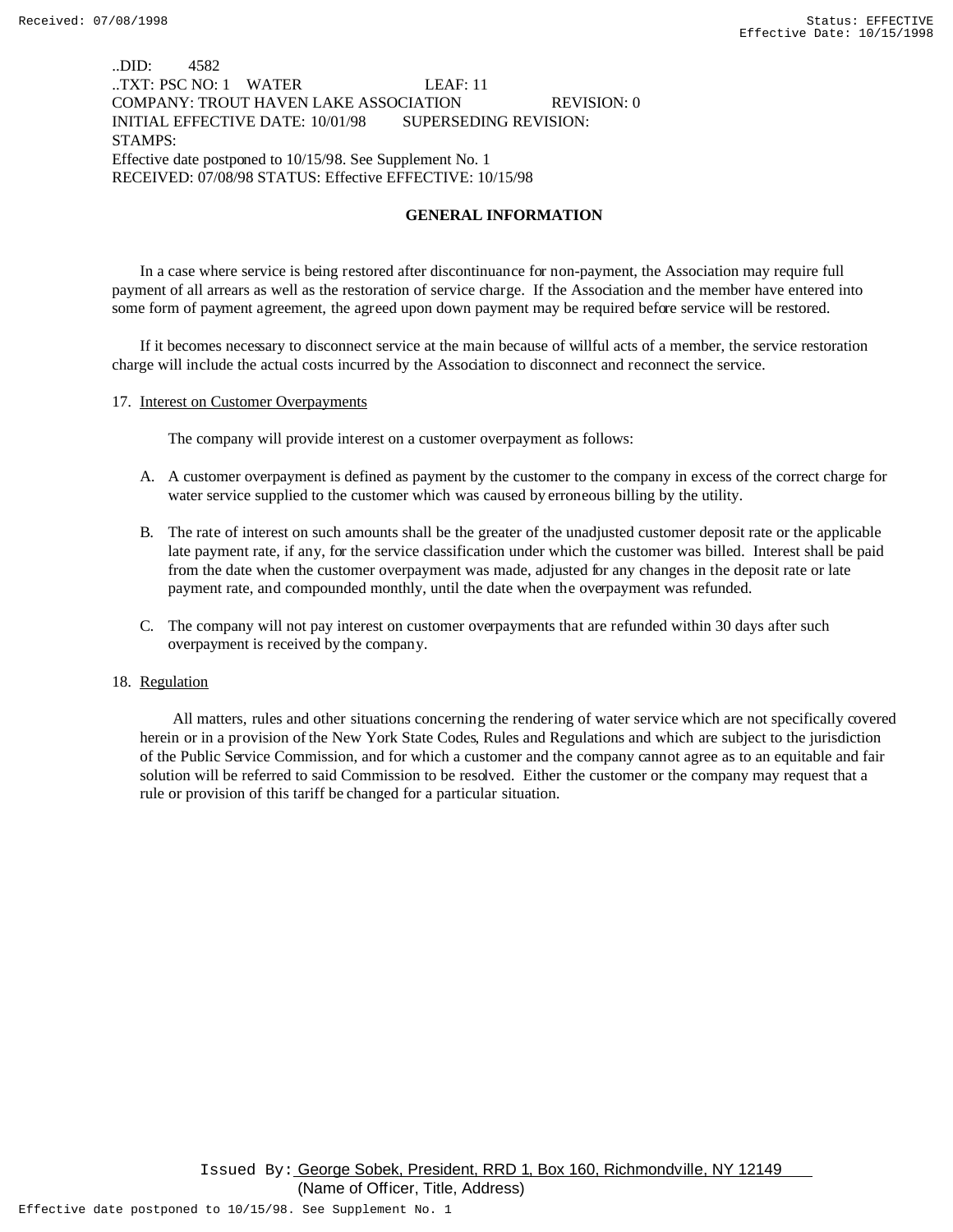..DID: 4582
..TXT: PSC NO: 1 WATER LEAF: 11
COMPANY: TROUT HAVEN LAKE ASSOCIATION REVISION: 0
INITIAL EFFECTIVE DATE: 10/01/98 SUPERSEDING REVISION:
STAMPS:
Effective date postponed to 10/15/98. See Supplement No. 1
RECEIVED: 07/08/98 STATUS: Effective EFFECTIVE: 10/15/98

## GENERAL INFORMATION

In a case where service is being restored after discontinuance for non-payment, the Association may require full payment of all arrears as well as the restoration of service charge. If the Association and the member have entered into some form of payment agreement, the agreed upon down payment may be required before service will be restored.

If it becomes necessary to disconnect service at the main because of willful acts of a member, the service restoration charge will include the actual costs incurred by the Association to disconnect and reconnect the service.

17. Interest on Customer Overpayments

The company will provide interest on a customer overpayment as follows:

A. A customer overpayment is defined as payment by the customer to the company in excess of the correct charge for water service supplied to the customer which was caused by erroneous billing by the utility.

B. The rate of interest on such amounts shall be the greater of the unadjusted customer deposit rate or the applicable late payment rate, if any, for the service classification under which the customer was billed. Interest shall be paid from the date when the customer overpayment was made, adjusted for any changes in the deposit rate or late payment rate, and compounded monthly, until the date when the overpayment was refunded.

C. The company will not pay interest on customer overpayments that are refunded within 30 days after such overpayment is received by the company.

18. Regulation

All matters, rules and other situations concerning the rendering of water service which are not specifically covered herein or in a provision of the New York State Codes, Rules and Regulations and which are subject to the jurisdiction of the Public Service Commission, and for which a customer and the company cannot agree as to an equitable and fair solution will be referred to said Commission to be resolved. Either the customer or the company may request that a rule or provision of this tariff be changed for a particular situation.

Issued By: George Sobek, President, RRD 1, Box 160, Richmondville, NY 12149
(Name of Officer, Title, Address)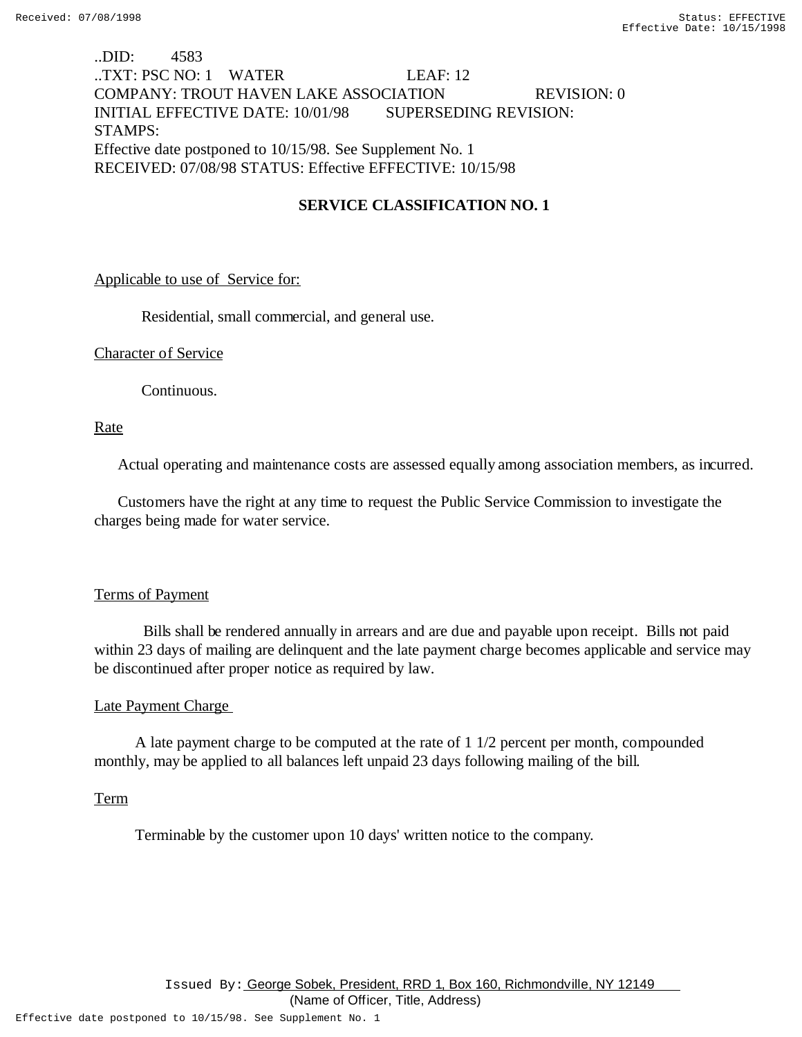..DID: 4583
..TXT: PSC NO: 1 WATER LEAF: 12
COMPANY: TROUT HAVEN LAKE ASSOCIATION REVISION: 0
INITIAL EFFECTIVE DATE: 10/01/98 SUPERSEDING REVISION:
STAMPS:
Effective date postponed to 10/15/98. See Supplement No. 1
RECEIVED: 07/08/98 STATUS: Effective EFFECTIVE: 10/15/98

## SERVICE CLASSIFICATION NO. 1

Applicable to use of Service for:

Residential, small commercial, and general use.

Character of Service

Continuous.

Rate

Actual operating and maintenance costs are assessed equally among association members, as incurred.

Customers have the right at any time to request the Public Service Commission to investigate the charges being made for water service.

Terms of Payment

Bills shall be rendered annually in arrears and are due and payable upon receipt. Bills not paid within 23 days of mailing are delinquent and the late payment charge becomes applicable and service may be discontinued after proper notice as required by law.

Late Payment Charge

A late payment charge to be computed at the rate of 1 1/2 percent per month, compounded monthly, may be applied to all balances left unpaid 23 days following mailing of the bill.

Term

Terminable by the customer upon 10 days' written notice to the company.

Issued By: George Sobek, President, RRD 1, Box 160, Richmondville, NY 12149
(Name of Officer, Title, Address)